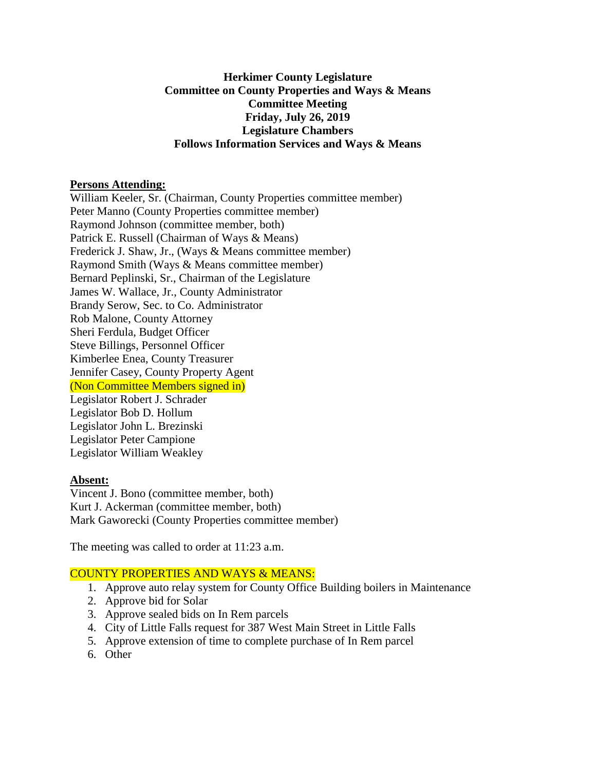**Herkimer County Legislature**
**Committee on County Properties and Ways & Means**
**Committee Meeting**
**Friday, July 26, 2019**
**Legislature Chambers**
**Follows Information Services and Ways & Means**

**Persons Attending:**

William Keeler, Sr. (Chairman, County Properties committee member)
Peter Manno (County Properties committee member)
Raymond Johnson (committee member, both)
Patrick E. Russell (Chairman of Ways & Means)
Frederick J. Shaw, Jr., (Ways & Means committee member)
Raymond Smith (Ways & Means committee member)
Bernard Peplinski, Sr., Chairman of the Legislature
James W. Wallace, Jr., County Administrator
Brandy Serow, Sec. to Co. Administrator
Rob Malone, County Attorney
Sheri Ferdula, Budget Officer
Steve Billings, Personnel Officer
Kimberlee Enea, County Treasurer
Jennifer Casey, County Property Agent
(Non Committee Members signed in)
Legislator Robert J. Schrader
Legislator Bob D. Hollum
Legislator John L. Brezinski
Legislator Peter Campione
Legislator William Weakley

**Absent:**

Vincent J. Bono (committee member, both)
Kurt J. Ackerman (committee member, both)
Mark Gaworecki (County Properties committee member)

The meeting was called to order at 11:23 a.m.

COUNTY PROPERTIES AND WAYS & MEANS:

1. Approve auto relay system for County Office Building boilers in Maintenance
2. Approve bid for Solar
3. Approve sealed bids on In Rem parcels
4. City of Little Falls request for 387 West Main Street in Little Falls
5. Approve extension of time to complete purchase of In Rem parcel
6. Other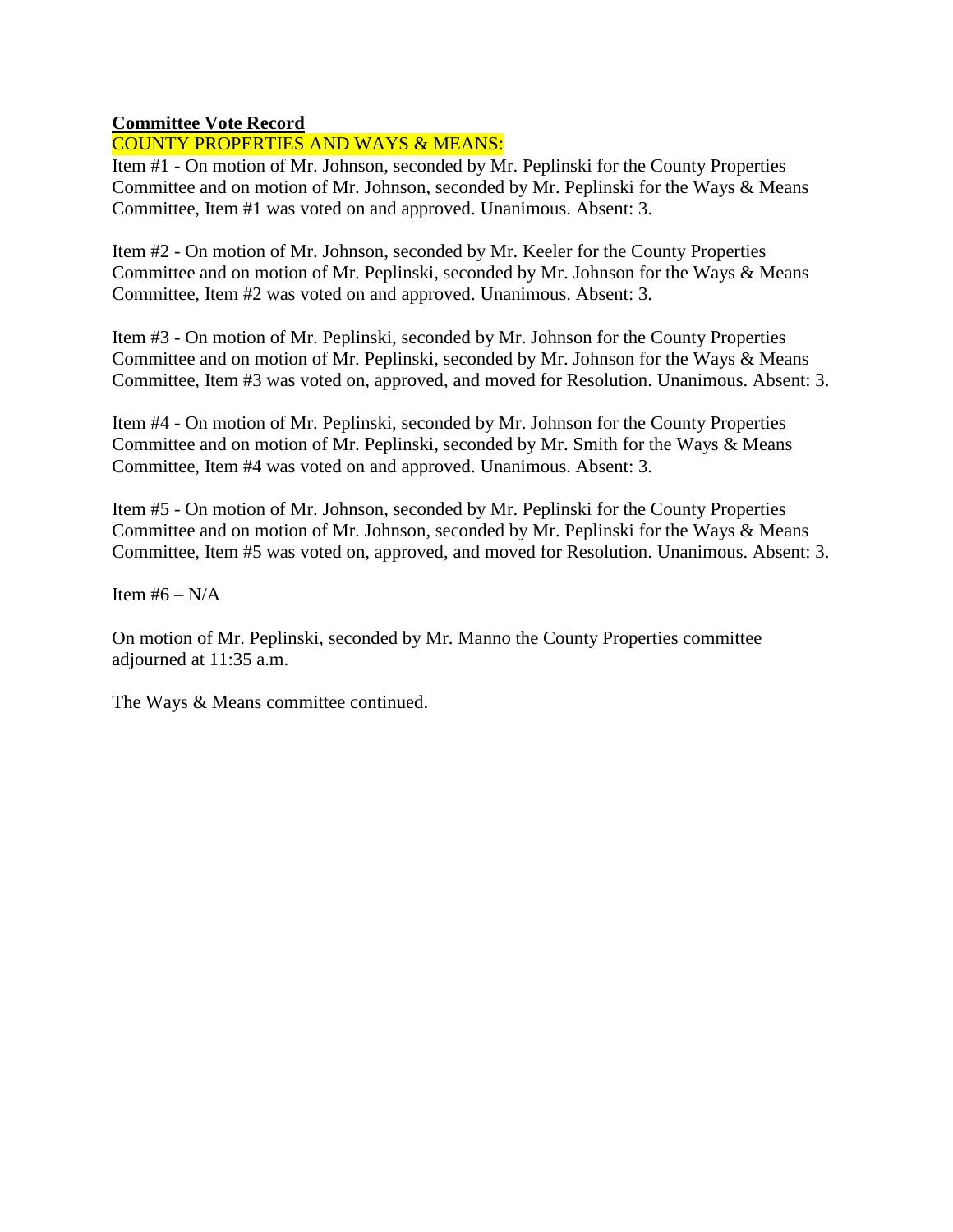**Committee Vote Record**

COUNTY PROPERTIES AND WAYS & MEANS:

Item #1 - On motion of Mr. Johnson, seconded by Mr. Peplinski for the County Properties Committee and on motion of Mr. Johnson, seconded by Mr. Peplinski for the Ways & Means Committee, Item #1 was voted on and approved. Unanimous. Absent: 3.

Item #2 - On motion of Mr. Johnson, seconded by Mr. Keeler for the County Properties Committee and on motion of Mr. Peplinski, seconded by Mr. Johnson for the Ways & Means Committee, Item #2 was voted on and approved. Unanimous. Absent: 3.

Item #3 - On motion of Mr. Peplinski, seconded by Mr. Johnson for the County Properties Committee and on motion of Mr. Peplinski, seconded by Mr. Johnson for the Ways & Means Committee, Item #3 was voted on, approved, and moved for Resolution. Unanimous. Absent: 3.

Item #4 - On motion of Mr. Peplinski, seconded by Mr. Johnson for the County Properties Committee and on motion of Mr. Peplinski, seconded by Mr. Smith for the Ways & Means Committee, Item #4 was voted on and approved. Unanimous. Absent: 3.

Item #5 - On motion of Mr. Johnson, seconded by Mr. Peplinski for the County Properties Committee and on motion of Mr. Johnson, seconded by Mr. Peplinski for the Ways & Means Committee, Item #5 was voted on, approved, and moved for Resolution. Unanimous. Absent: 3.

Item #6 – N/A

On motion of Mr. Peplinski, seconded by Mr. Manno the County Properties committee adjourned at 11:35 a.m.

The Ways & Means committee continued.